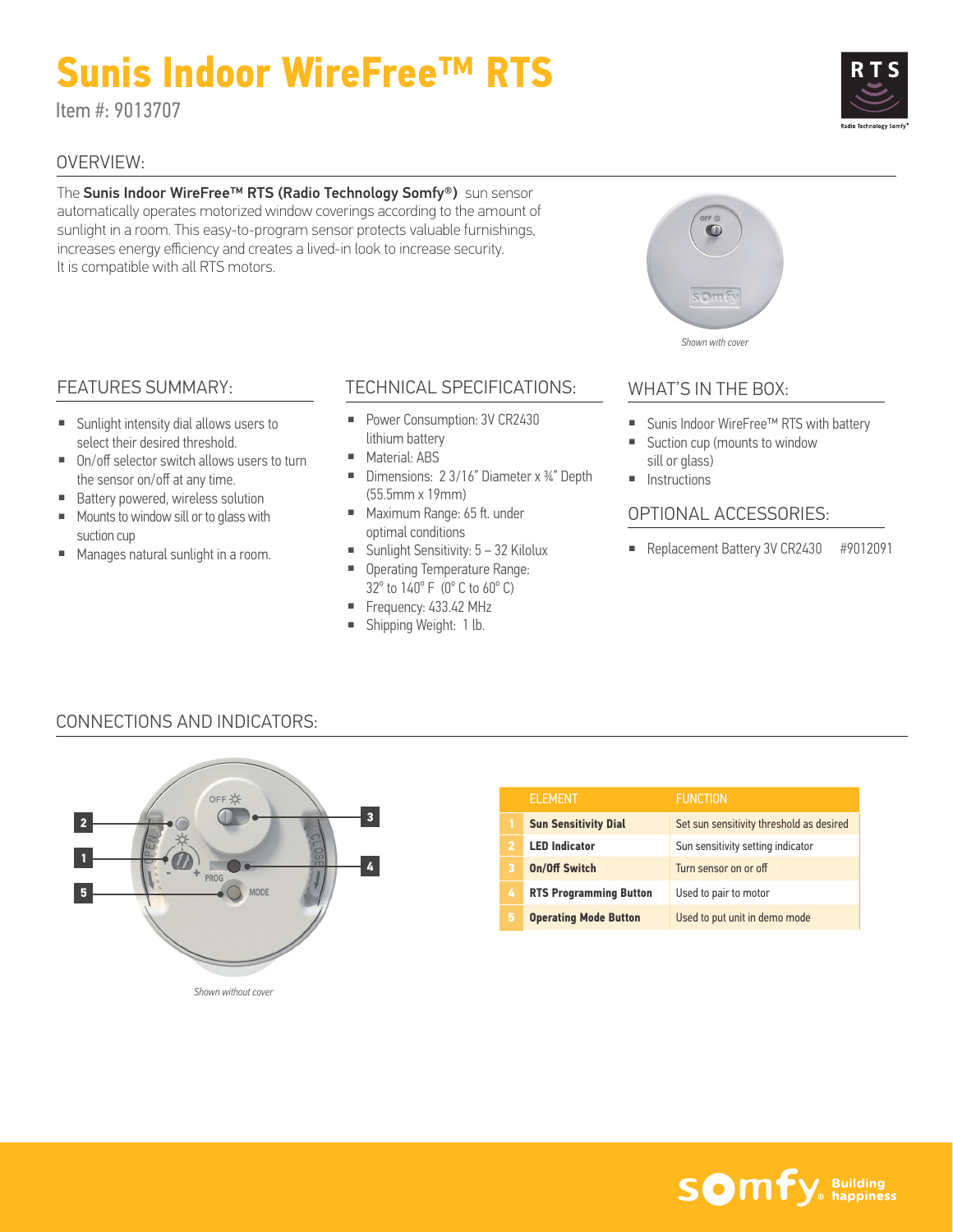# Sunis Indoor WireFree™ RTS

Item #: 9013707

## OVERVIEW:

The **Sunis Indoor WireFree™ RTS (Radio Technology Somfy®)** sun sensor automatically operates motorized window coverings according to the amount of sunlight in a room. This easy-to-program sensor protects valuable furnishings, increases energy efficiency and creates a lived-in look to increase security. It is compatible with all RTS motors.

*Shown with cover*

## FEATURES SUMMARY:

- Sunlight intensity dial allows users to select their desired threshold.
- On/off selector switch allows users to turn the sensor on/off at any time.
- Battery powered, wireless solution
- Mounts to window sill or to glass with suction cup
- Manages natural sunlight in a room.

## TECHNICAL SPECIFICATIONS:

- Power Consumption: 3V CR2430 lithium battery
- Material: ABS
- Dimensions: 2 3/16" Diameter x ¾" Depth (55.5mm x 19mm)
- Maximum Range: 65 ft. under optimal conditions
- Sunlight Sensitivity: 5 – 32 Kilolux
- Operating Temperature Range: 32° to 140° F (0° C to 60° C)
- Frequency: 433.42 MHz
- Shipping Weight: 1 lb.

## WHAT'S IN THE BOX:

- Sunis Indoor WireFree™ RTS with battery
- Suction cup (mounts to window sill or glass)
- Instructions

## OPTIONAL ACCESSORIES:

- Replacement Battery 3V CR2430 #9012091

## CONNECTIONS AND INDICATORS:

*Shown without cover*

| | ELEMENT | FUNCTION |
|---|---|---|
| 1 | **Sun Sensitivity Dial** | Set sun sensitivity threshold as desired |
| 2 | **LED Indicator** | Sun sensitivity setting indicator |
| 3 | **On/Off Switch** | Turn sensor on or off |
| 4 | **RTS Programming Button** | Used to pair to motor |
| 5 | **Operating Mode Button** | Used to put unit in demo mode |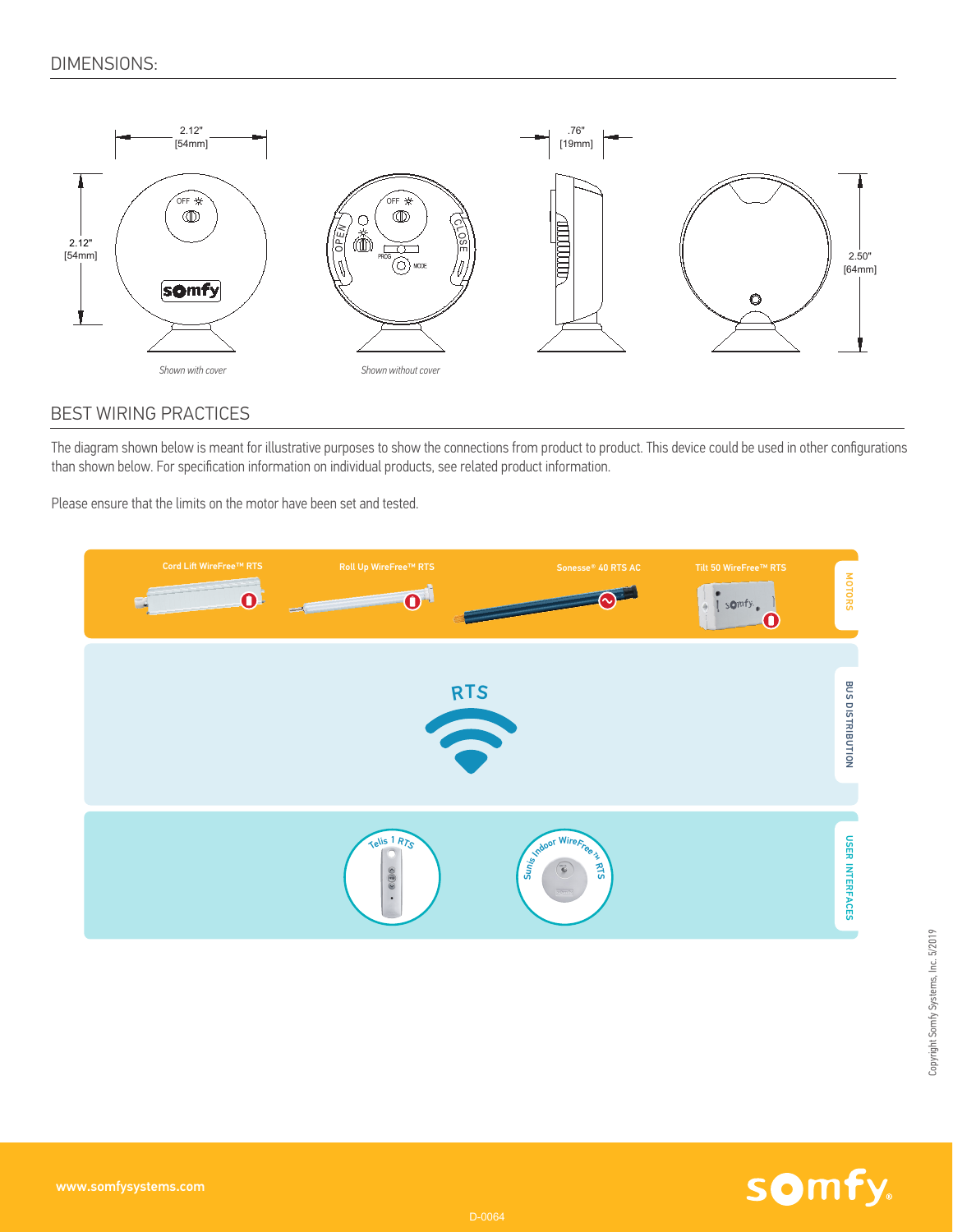## DIMENSIONS:

2.12"
[54mm]

2.12"
[54mm]

.76"
[19mm]

2.50"
[64mm]

*Shown with cover*

*Shown without cover*

## BEST WIRING PRACTICES

The diagram shown below is meant for illustrative purposes to show the connections from product to product. This device could be used in other configurations than shown below. For specification information on individual products, see related product information.

Please ensure that the limits on the motor have been set and tested.

MOTORS

Cord Lift WireFree™ RTS

Roll Up WireFree™ RTS

Sonesse® 40 RTS AC

Tilt 50 WireFree™ RTS

BUS DISTRIBUTION

RTS

USER INTERFACES

Telis 1 RTS

Sunis Indoor WireFree™ RTS

Copyright Somfy Systems, Inc. 5/2019

www.somfysystems.com

D-0064